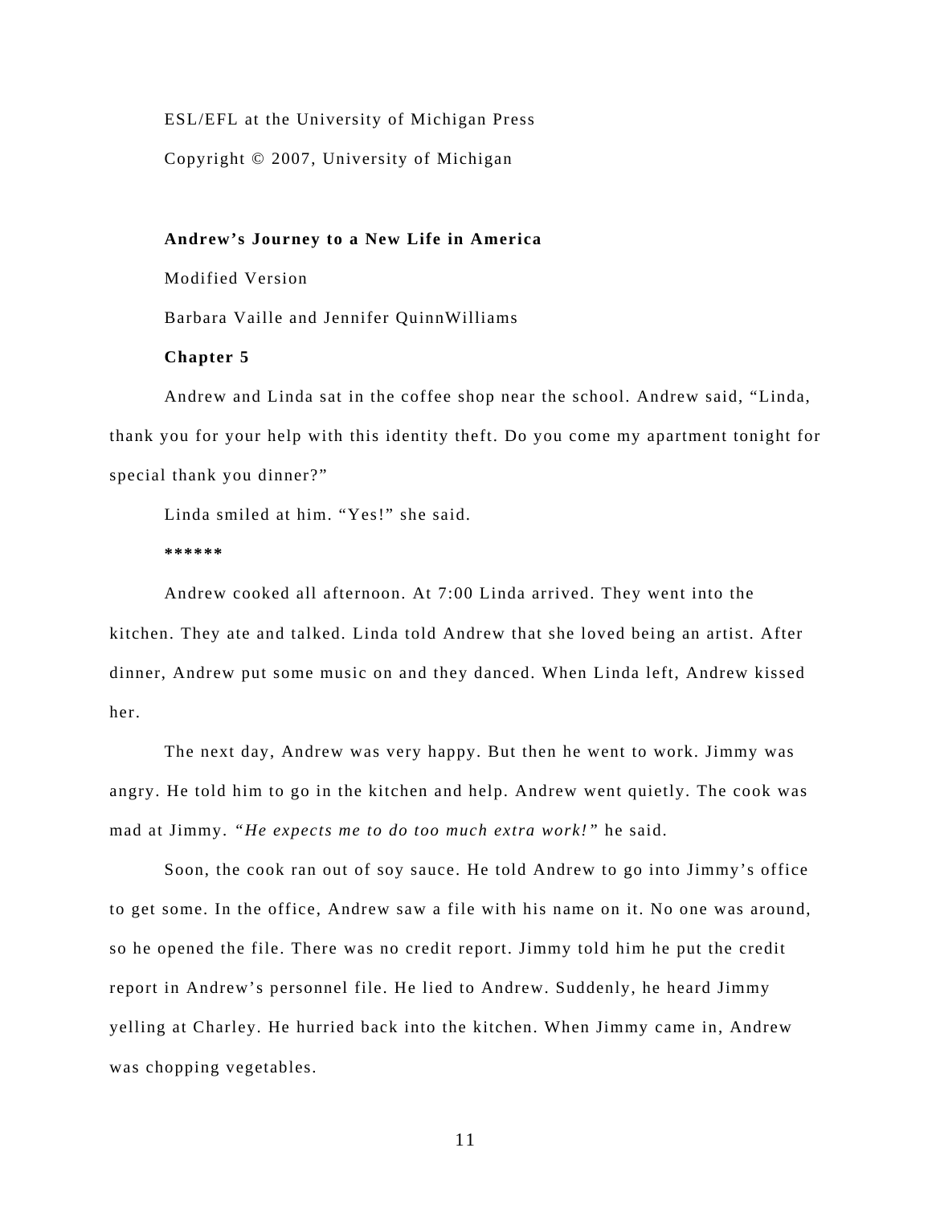ESL/EFL at the University of Michigan Press

Copyright © 2007, University of Michigan

**Andrew's Journey to a New Life in America**

Modified Version

Barbara Vaille and Jennifer QuinnWilliams

**Chapter 5**

Andrew and Linda sat in the coffee shop near the school. Andrew said, "Linda, thank you for your help with this identity theft. Do you come my apartment tonight for special thank you dinner?"

Linda smiled at him. "Yes!" she said.

**\*\*\*\*\*\***

Andrew cooked all afternoon. At 7:00 Linda arrived. They went into the kitchen. They ate and talked. Linda told Andrew that she loved being an artist. After dinner, Andrew put some music on and they danced. When Linda left, Andrew kissed her.

The next day, Andrew was very happy. But then he went to work. Jimmy was angry. He told him to go in the kitchen and help. Andrew went quietly. The cook was mad at Jimmy. "*He expects me to do too much extra work!*" he said.

Soon, the cook ran out of soy sauce. He told Andrew to go into Jimmy's office to get some. In the office, Andrew saw a file with his name on it. No one was around, so he opened the file. There was no credit report. Jimmy told him he put the credit report in Andrew's personnel file. He lied to Andrew. Suddenly, he heard Jimmy yelling at Charley. He hurried back into the kitchen. When Jimmy came in, Andrew was chopping vegetables.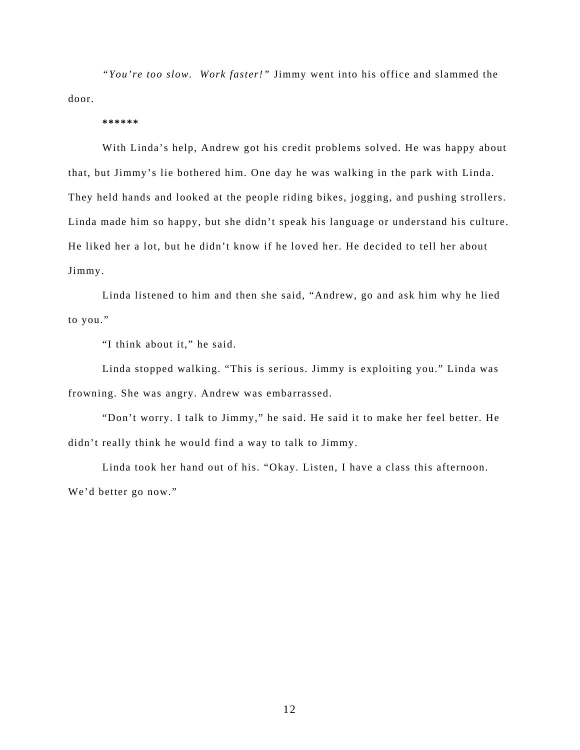*"You're too slow. Work faster!"* Jimmy went into his office and slammed the door.

******

With Linda's help, Andrew got his credit problems solved. He was happy about that, but Jimmy's lie bothered him. One day he was walking in the park with Linda. They held hands and looked at the people riding bikes, jogging, and pushing strollers. Linda made him so happy, but she didn't speak his language or understand his culture. He liked her a lot, but he didn't know if he loved her. He decided to tell her about Jimmy.

Linda listened to him and then she said, "Andrew, go and ask him why he lied to you."

"I think about it," he said.

Linda stopped walking. "This is serious. Jimmy is exploiting you." Linda was frowning. She was angry. Andrew was embarrassed.

"Don't worry. I talk to Jimmy," he said. He said it to make her feel better. He didn't really think he would find a way to talk to Jimmy.

Linda took her hand out of his. "Okay. Listen, I have a class this afternoon. We'd better go now."